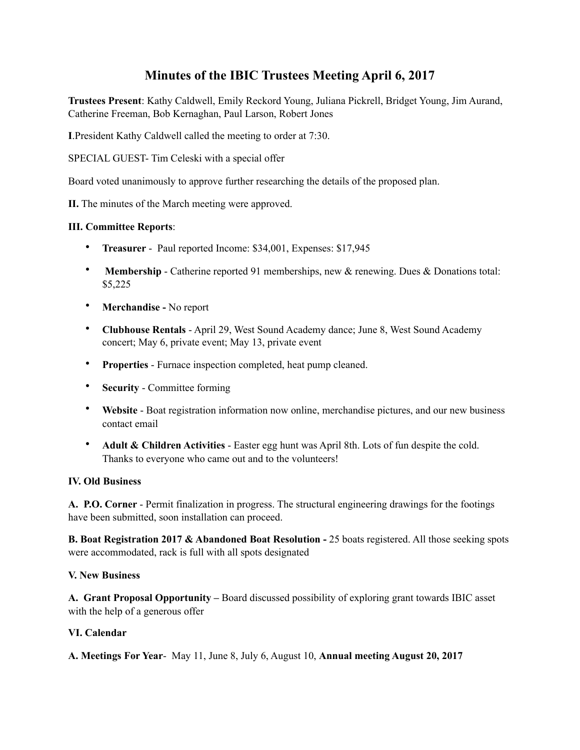# Minutes of the IBIC Trustees Meeting April 6, 2017

**Trustees Present**: Kathy Caldwell, Emily Reckord Young, Juliana Pickrell, Bridget Young, Jim Aurand, Catherine Freeman, Bob Kernaghan, Paul Larson, Robert Jones

**I**.President Kathy Caldwell called the meeting to order at 7:30.

SPECIAL GUEST- Tim Celeski with a special offer

Board voted unanimously to approve further researching the details of the proposed plan.

**II.** The minutes of the March meeting were approved.

**III. Committee Reports**:

- **Treasurer** - Paul reported Income: $34,001, Expenses: $17,945
- **Membership** - Catherine reported 91 memberships, new & renewing. Dues & Donations total: $5,225
- **Merchandise -** No report
- **Clubhouse Rentals** - April 29, West Sound Academy dance; June 8, West Sound Academy concert; May 6, private event; May 13, private event
- **Properties** - Furnace inspection completed, heat pump cleaned.
- **Security** - Committee forming
- **Website** - Boat registration information now online, merchandise pictures, and our new business contact email
- **Adult & Children Activities** - Easter egg hunt was April 8th. Lots of fun despite the cold. Thanks to everyone who came out and to the volunteers!

**IV. Old Business**

**A. P.O. Corner** - Permit finalization in progress. The structural engineering drawings for the footings have been submitted, soon installation can proceed.

**B. Boat Registration 2017 & Abandoned Boat Resolution -** 25 boats registered. All those seeking spots were accommodated, rack is full with all spots designated

**V. New Business**

**A. Grant Proposal Opportunity –** Board discussed possibility of exploring grant towards IBIC asset with the help of a generous offer

**VI. Calendar**

**A. Meetings For Year**- May 11, June 8, July 6, August 10, **Annual meeting August 20, 2017**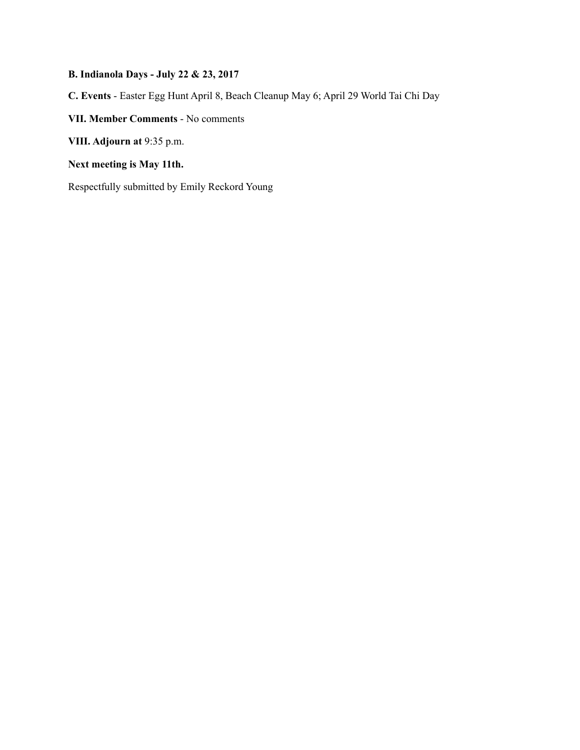**B. Indianola Days - July 22 & 23, 2017**

**C. Events** - Easter Egg Hunt April 8, Beach Cleanup May 6; April 29 World Tai Chi Day

**VII. Member Comments** - No comments

**VIII. Adjourn at** 9:35 p.m.

**Next meeting is May 11th.**

Respectfully submitted by Emily Reckord Young